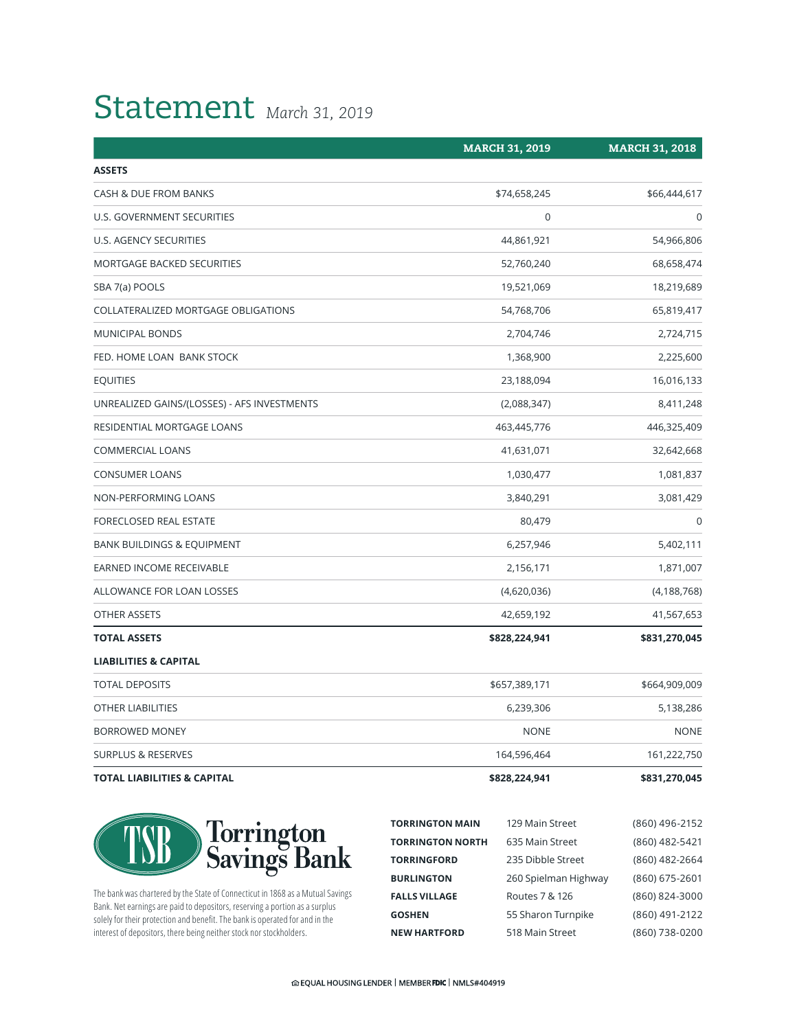# Statement *March 31, 2019*

| | MARCH 31, 2019 | MARCH 31, 2018 |
|---|---|---|
| **ASSETS** | | |
| CASH & DUE FROM BANKS | $74,658,245 | $66,444,617 |
| U.S. GOVERNMENT SECURITIES | 0 | 0 |
| U.S. AGENCY SECURITIES | 44,861,921 | 54,966,806 |
| MORTGAGE BACKED SECURITIES | 52,760,240 | 68,658,474 |
| SBA 7(a) POOLS | 19,521,069 | 18,219,689 |
| COLLATERALIZED MORTGAGE OBLIGATIONS | 54,768,706 | 65,819,417 |
| MUNICIPAL BONDS | 2,704,746 | 2,724,715 |
| FED. HOME LOAN BANK STOCK | 1,368,900 | 2,225,600 |
| EQUITIES | 23,188,094 | 16,016,133 |
| UNREALIZED GAINS/(LOSSES) - AFS INVESTMENTS | (2,088,347) | 8,411,248 |
| RESIDENTIAL MORTGAGE LOANS | 463,445,776 | 446,325,409 |
| COMMERCIAL LOANS | 41,631,071 | 32,642,668 |
| CONSUMER LOANS | 1,030,477 | 1,081,837 |
| NON-PERFORMING LOANS | 3,840,291 | 3,081,429 |
| FORECLOSED REAL ESTATE | 80,479 | 0 |
| BANK BUILDINGS & EQUIPMENT | 6,257,946 | 5,402,111 |
| EARNED INCOME RECEIVABLE | 2,156,171 | 1,871,007 |
| ALLOWANCE FOR LOAN LOSSES | (4,620,036) | (4,188,768) |
| OTHER ASSETS | 42,659,192 | 41,567,653 |
| **TOTAL ASSETS** | **$828,224,941** | **$831,270,045** |
| **LIABILITIES & CAPITAL** | | |
| TOTAL DEPOSITS | $657,389,171 | $664,909,009 |
| OTHER LIABILITIES | 6,239,306 | 5,138,286 |
| BORROWED MONEY | NONE | NONE |
| SURPLUS & RESERVES | 164,596,464 | 161,222,750 |
| **TOTAL LIABILITIES & CAPITAL** | **$828,224,941** | **$831,270,045** |

**TSB Torrington Savings Bank**

The bank was chartered by the State of Connecticut in 1868 as a Mutual Savings Bank. Net earnings are paid to depositors, reserving a portion as a surplus solely for their protection and benefit. The bank is operated for and in the interest of depositors, there being neither stock nor stockholders.

| | | |
|---|---|---|
| **TORRINGTON MAIN** | 129 Main Street | (860) 496-2152 |
| **TORRINGTON NORTH** | 635 Main Street | (860) 482-5421 |
| **TORRINGFORD** | 235 Dibble Street | (860) 482-2664 |
| **BURLINGTON** | 260 Spielman Highway | (860) 675-2601 |
| **FALLS VILLAGE** | Routes 7 & 126 | (860) 824-3000 |
| **GOSHEN** | 55 Sharon Turnpike | (860) 491-2122 |
| **NEW HARTFORD** | 518 Main Street | (860) 738-0200 |

EQUAL HOUSING LENDER | MEMBER FDIC | NMLS#404919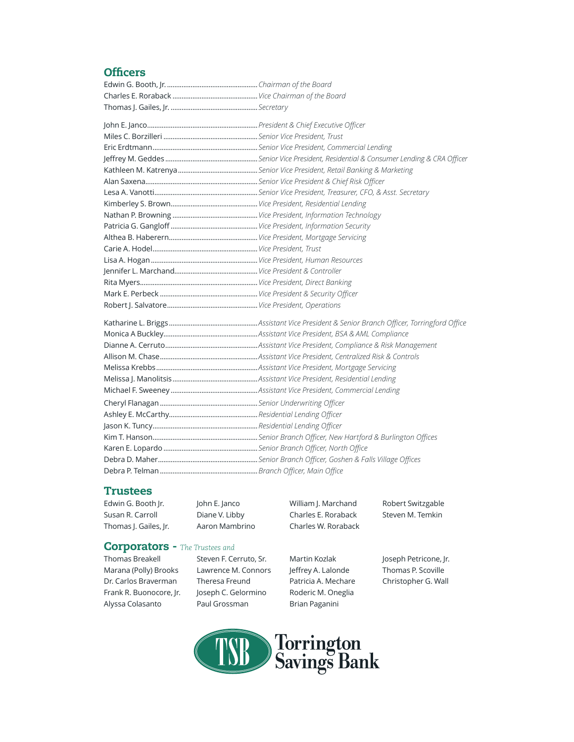## Officers

| | |
|---|---|
| Edwin G. Booth, Jr. | *Chairman of the Board* |
| Charles E. Roraback | *Vice Chairman of the Board* |
| Thomas J. Gailes, Jr. | *Secretary* |
| John E. Janco | *President & Chief Executive Officer* |
| Miles C. Borzilleri | *Senior Vice President, Trust* |
| Eric Erdtmann | *Senior Vice President, Commercial Lending* |
| Jeffrey M. Geddes | *Senior Vice President, Residential & Consumer Lending & CRA Officer* |
| Kathleen M. Katrenya | *Senior Vice President, Retail Banking & Marketing* |
| Alan Saxena | *Senior Vice President & Chief Risk Officer* |
| Lesa A. Vanotti | *Senior Vice President, Treasurer, CFO, & Asst. Secretary* |
| Kimberley S. Brown | *Vice President, Residential Lending* |
| Nathan P. Browning | *Vice President, Information Technology* |
| Patricia G. Gangloff | *Vice President, Information Security* |
| Althea B. Haberern | *Vice President, Mortgage Servicing* |
| Carie A. Hodel | *Vice President, Trust* |
| Lisa A. Hogan | *Vice President, Human Resources* |
| Jennifer L. Marchand | *Vice President & Controller* |
| Rita Myers | *Vice President, Direct Banking* |
| Mark E. Perbeck | *Vice President & Security Officer* |
| Robert J. Salvatore | *Vice President, Operations* |
| Katharine L. Briggs | *Assistant Vice President & Senior Branch Officer, Torringford Office* |
| Monica A Buckley | *Assistant Vice President, BSA & AML Compliance* |
| Dianne A. Cerruto | *Assistant Vice President, Compliance & Risk Management* |
| Allison M. Chase | *Assistant Vice President, Centralized Risk & Controls* |
| Melissa Krebbs | *Assistant Vice President, Mortgage Servicing* |
| Melissa J. Manolitsis | *Assistant Vice President, Residential Lending* |
| Michael F. Sweeney | *Assistant Vice President, Commercial Lending* |
| Cheryl Flanagan | *Senior Underwriting Officer* |
| Ashley E. McCarthy | *Residential Lending Officer* |
| Jason K. Tuncy | *Residential Lending Officer* |
| Kim T. Hanson | *Senior Branch Officer, New Hartford & Burlington Offices* |
| Karen E. Lopardo | *Senior Branch Officer, North Office* |
| Debra D. Maher | *Senior Branch Officer, Goshen & Falls Village Offices* |
| Debra P. Telman | *Branch Officer, Main Office* |

## Trustees

Edwin G. Booth Jr.
Susan R. Carroll
Thomas J. Gailes, Jr.
John E. Janco
Diane V. Libby
Aaron Mambrino
William J. Marchand
Charles E. Roraback
Charles W. Roraback
Robert Switzgable
Steven M. Temkin

## Corporators - *The Trustees and*

Thomas Breakell
Marana (Polly) Brooks
Dr. Carlos Braverman
Frank R. Buonocore, Jr.
Alyssa Colasanto
Steven F. Cerruto, Sr.
Lawrence M. Connors
Theresa Freund
Joseph C. Gelormino
Paul Grossman
Martin Kozlak
Jeffrey A. Lalonde
Patricia A. Mechare
Roderic M. Oneglia
Brian Paganini
Joseph Petricone, Jr.
Thomas P. Scoville
Christopher G. Wall

TSB Torrington Savings Bank